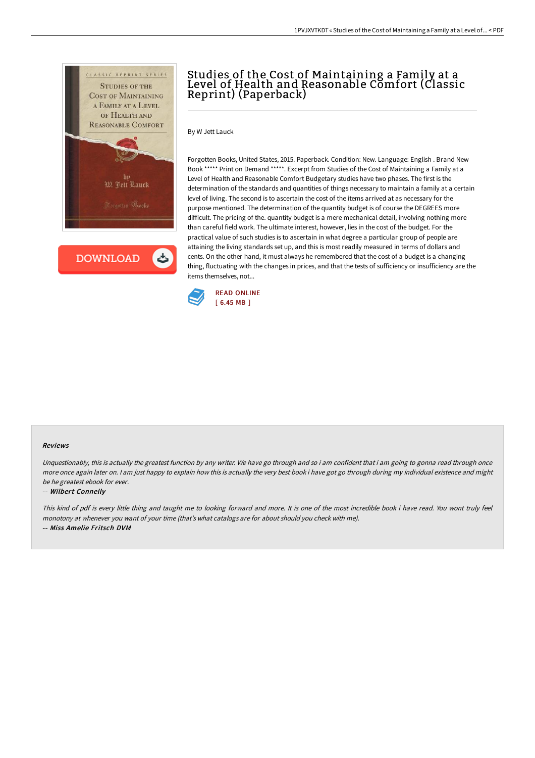# Studies of the Cost of Maintaining a Family at a Level of Health and Reasonable Comfort (Classic Reprint) (Paperback)

By W Jett Lauck

Forgotten Books, United States, 2015. Paperback. Condition: New. Language: English . Brand New Book ***** Print on Demand *****. Excerpt from Studies of the Cost of Maintaining a Family at a Level of Health and Reasonable Comfort Budgetary studies have two phases. The first is the determination of the standards and quantities of things necessary to maintain a family at a certain level of living. The second is to ascertain the cost of the items arrived at as necessary for the purpose mentioned. The determination of the quantity budget is of course the DEGREES more difficult. The pricing of the. quantity budget is a mere mechanical detail, involving nothing more than careful field work. The ultimate interest, however, lies in the cost of the budget. For the practical value of such studies is to ascertain in what degree a particular group of people are attaining the living standards set up, and this is most readily measured in terms of dollars and cents. On the other hand, it must always he remembered that the cost of a budget is a changing thing, fluctuating with the changes in prices, and that the tests of sufficiency or insufficiency are the items themselves, not...

READ ONLINE
[ 6.45 MB ]

### Reviews

*Unquestionably, this is actually the greatest function by any writer. We have go through and so i am confident that i am going to gonna read through once more once again later on. I am just happy to explain how this is actually the very best book i have got go through during my individual existence and might be he greatest ebook for ever.*

-- ***Wilbert Connelly***

*This kind of pdf is every little thing and taught me to looking forward and more. It is one of the most incredible book i have read. You wont truly feel monotony at whenever you want of your time (that's what catalogs are for about should you check with me).*

-- ***Miss Amelie Fritsch DVM***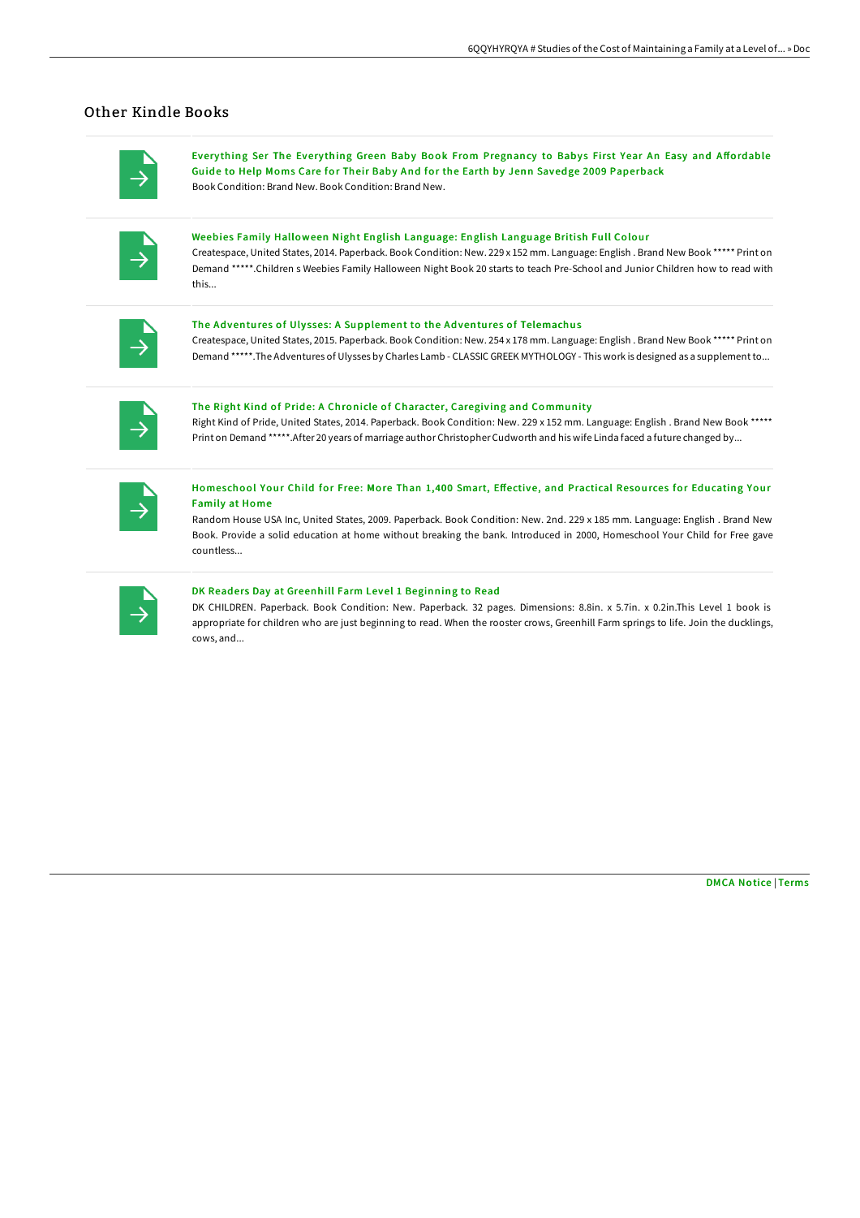## Other Kindle Books

**Everything Ser The Everything Green Baby Book From Pregnancy to Babys First Year An Easy and Affordable Guide to Help Moms Care for Their Baby And for the Earth by Jenn Savedge 2009 Paperback**

Book Condition: Brand New. Book Condition: Brand New.

**Weebies Family Halloween Night English Language: English Language British Full Colour**

Createspace, United States, 2014. Paperback. Book Condition: New. 229 x 152 mm. Language: English . Brand New Book ***** Print on Demand *****.Children s Weebies Family Halloween Night Book 20 starts to teach Pre-School and Junior Children how to read with this...

**The Adventures of Ulysses: A Supplement to the Adventures of Telemachus**

Createspace, United States, 2015. Paperback. Book Condition: New. 254 x 178 mm. Language: English . Brand New Book ***** Print on Demand *****.The Adventures of Ulysses by Charles Lamb - CLASSIC GREEK MYTHOLOGY - This work is designed as a supplement to...

**The Right Kind of Pride: A Chronicle of Character, Caregiving and Community**

Right Kind of Pride, United States, 2014. Paperback. Book Condition: New. 229 x 152 mm. Language: English . Brand New Book ***** Print on Demand *****.After 20 years of marriage author Christopher Cudworth and his wife Linda faced a future changed by...

**Homeschool Your Child for Free: More Than 1,400 Smart, Effective, and Practical Resources for Educating Your Family at Home**

Random House USA Inc, United States, 2009. Paperback. Book Condition: New. 2nd. 229 x 185 mm. Language: English . Brand New Book. Provide a solid education at home without breaking the bank. Introduced in 2000, Homeschool Your Child for Free gave countless...

**DK Readers Day at Greenhill Farm Level 1 Beginning to Read**

DK CHILDREN. Paperback. Book Condition: New. Paperback. 32 pages. Dimensions: 8.8in. x 5.7in. x 0.2in.This Level 1 book is appropriate for children who are just beginning to read. When the rooster crows, Greenhill Farm springs to life. Join the ducklings, cows, and...

DMCA Notice | Terms